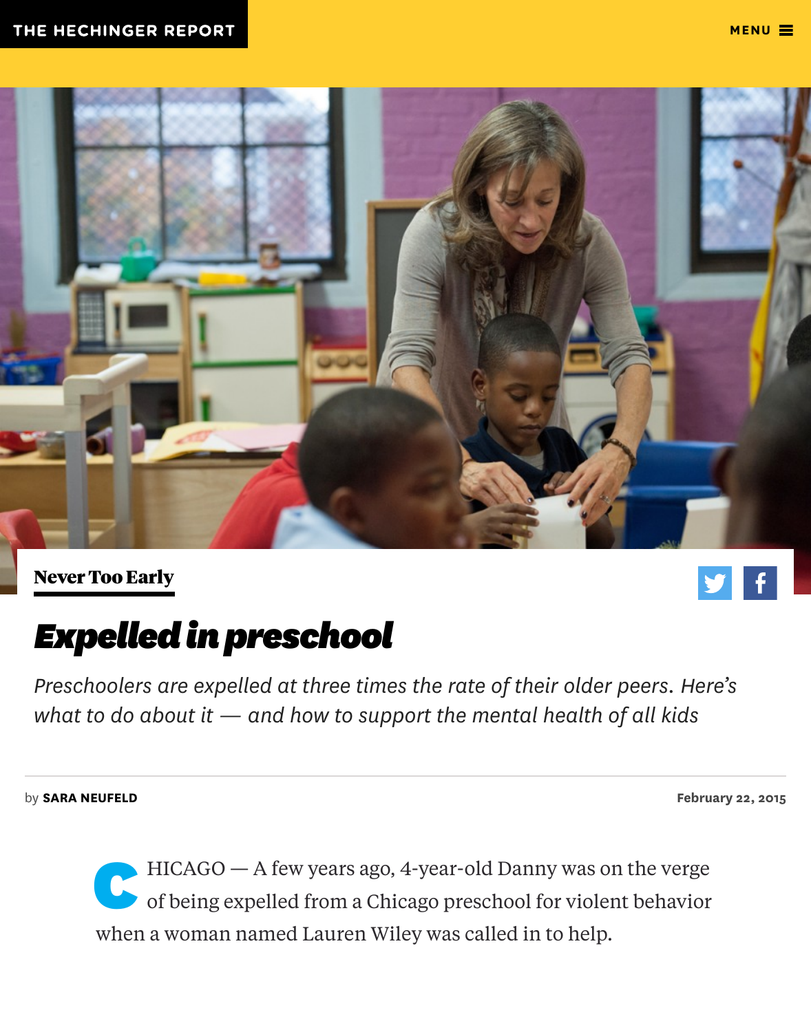THE HECHINGER REPORT

Never Too Early

# *Expelled in preschool*

*Preschoolers are expelled at three times the rate of their older peers. Here's what to do about it — and how to support the mental health of all kids*

by **SARA NEUFELD**

February 22, 2015

CHICAGO — A few years ago, 4-year-old Danny was on the verge of being expelled from a Chicago preschool for violent behavior when a woman named Lauren Wiley was called in to help.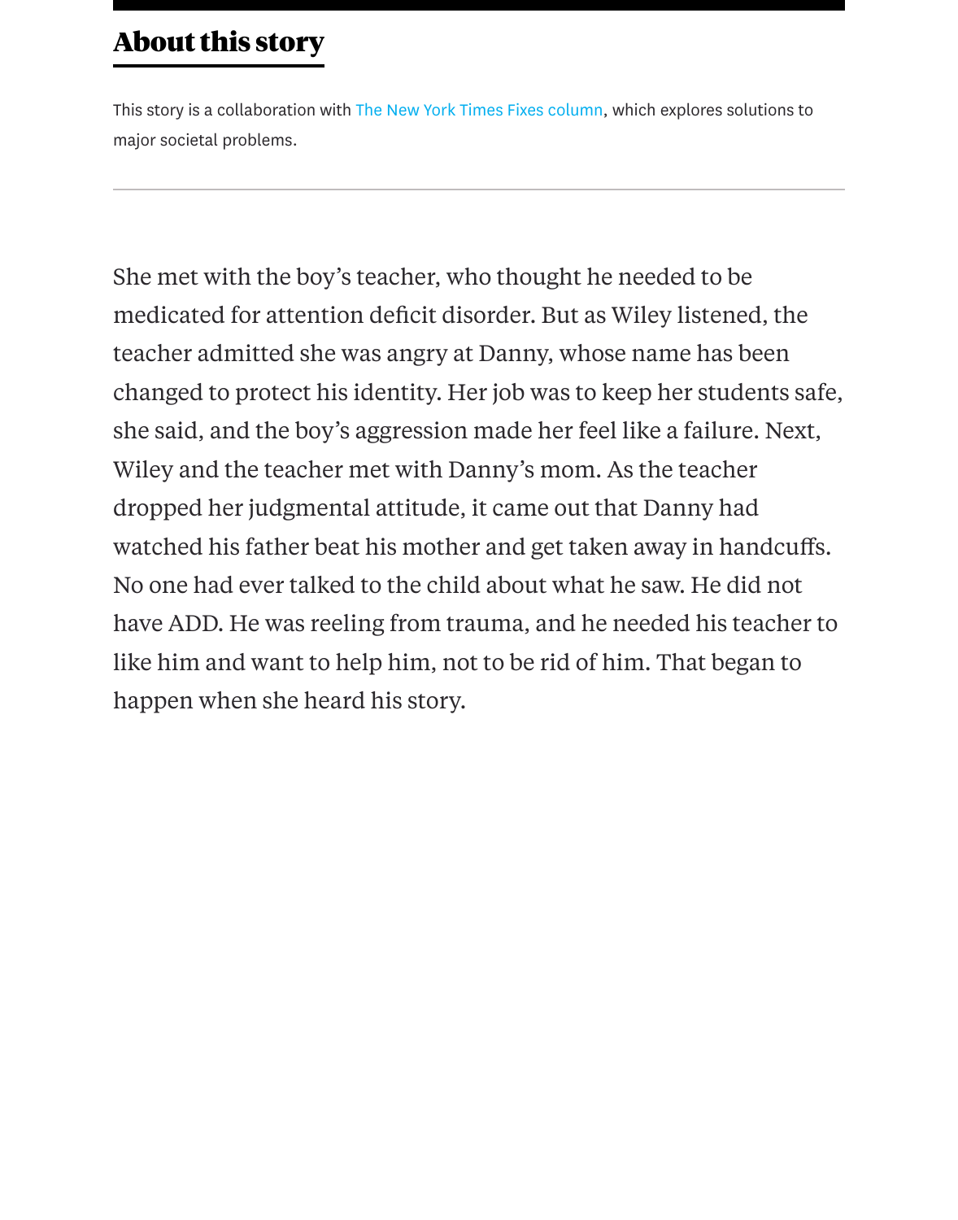## About this story

This story is a collaboration with The New York Times Fixes column, which explores solutions to major societal problems.

---

She met with the boy's teacher, who thought he needed to be medicated for attention deficit disorder. But as Wiley listened, the teacher admitted she was angry at Danny, whose name has been changed to protect his identity. Her job was to keep her students safe, she said, and the boy's aggression made her feel like a failure. Next, Wiley and the teacher met with Danny's mom. As the teacher dropped her judgmental attitude, it came out that Danny had watched his father beat his mother and get taken away in handcuffs. No one had ever talked to the child about what he saw. He did not have ADD. He was reeling from trauma, and he needed his teacher to like him and want to help him, not to be rid of him. That began to happen when she heard his story.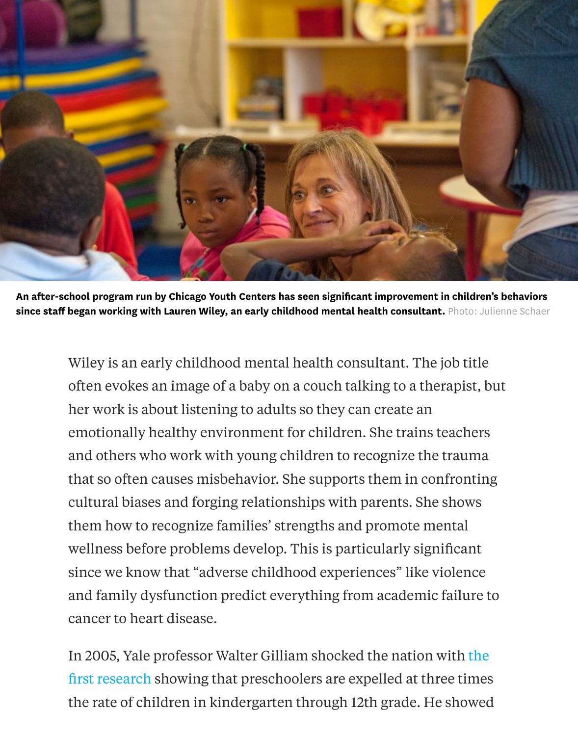**An after-school program run by Chicago Youth Centers has seen significant improvement in children's behaviors since staff began working with Lauren Wiley, an early childhood mental health consultant.** Photo: Julienne Schaer

Wiley is an early childhood mental health consultant. The job title often evokes an image of a baby on a couch talking to a therapist, but her work is about listening to adults so they can create an emotionally healthy environment for children. She trains teachers and others who work with young children to recognize the trauma that so often causes misbehavior. She supports them in confronting cultural biases and forging relationships with parents. She shows them how to recognize families' strengths and promote mental wellness before problems develop. This is particularly significant since we know that "adverse childhood experiences" like violence and family dysfunction predict everything from academic failure to cancer to heart disease.

In 2005, Yale professor Walter Gilliam shocked the nation with the first research showing that preschoolers are expelled at three times the rate of children in kindergarten through 12th grade. He showed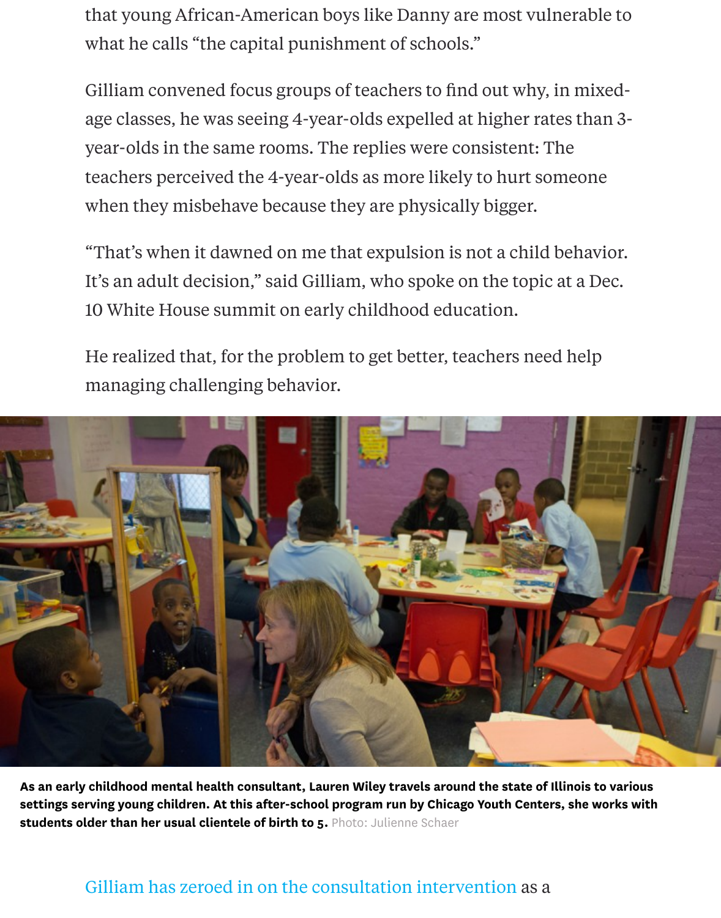that young African-American boys like Danny are most vulnerable to what he calls "the capital punishment of schools."

Gilliam convened focus groups of teachers to find out why, in mixed-age classes, he was seeing 4-year-olds expelled at higher rates than 3-year-olds in the same rooms. The replies were consistent: The teachers perceived the 4-year-olds as more likely to hurt someone when they misbehave because they are physically bigger.

"That's when it dawned on me that expulsion is not a child behavior. It's an adult decision," said Gilliam, who spoke on the topic at a Dec. 10 White House summit on early childhood education.

He realized that, for the problem to get better, teachers need help managing challenging behavior.

**As an early childhood mental health consultant, Lauren Wiley travels around the state of Illinois to various settings serving young children. At this after-school program run by Chicago Youth Centers, she works with students older than her usual clientele of birth to 5.** Photo: Julienne Schaer

Gilliam has zeroed in on the consultation intervention as a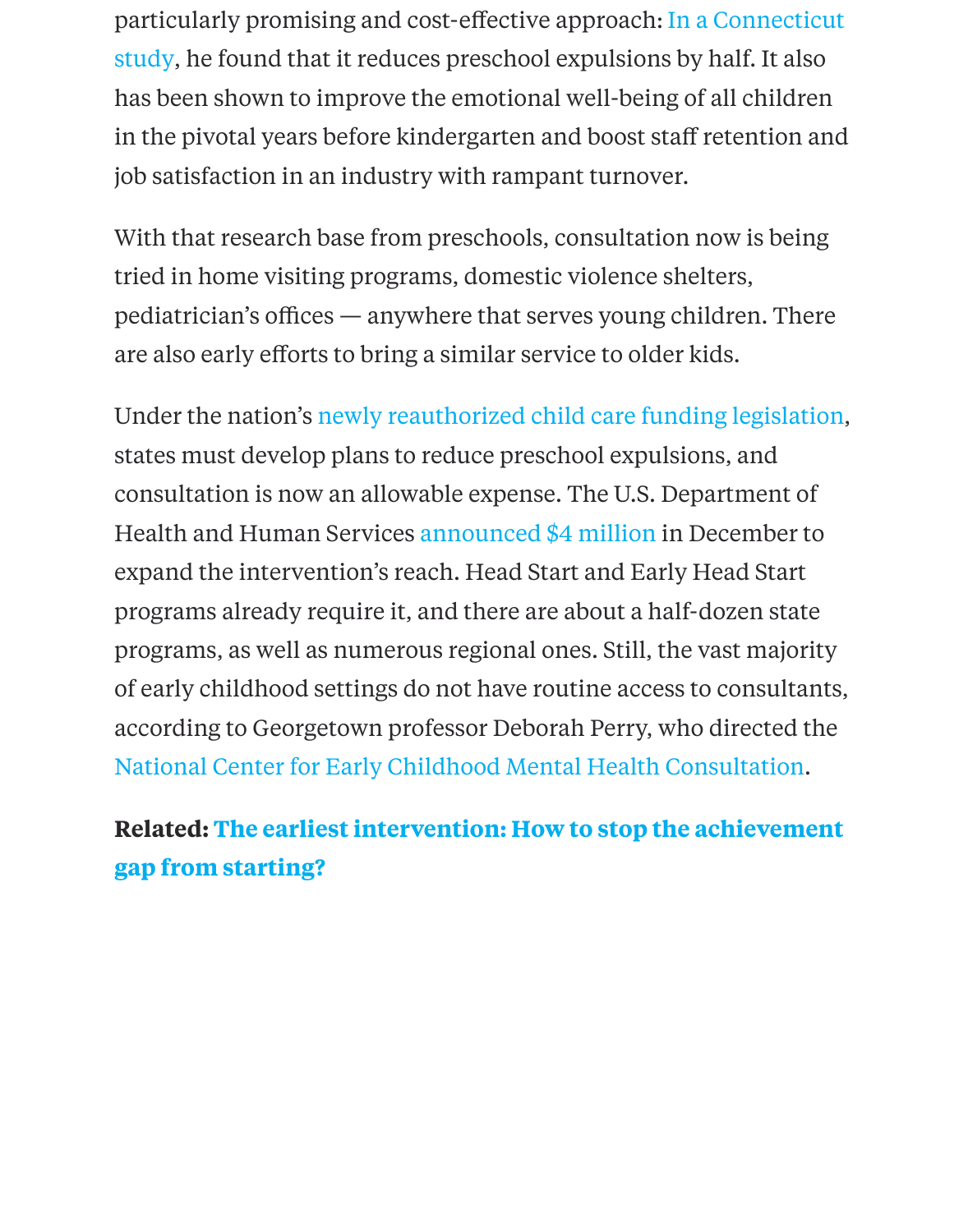particularly promising and cost-effective approach: In a Connecticut study, he found that it reduces preschool expulsions by half. It also has been shown to improve the emotional well-being of all children in the pivotal years before kindergarten and boost staff retention and job satisfaction in an industry with rampant turnover.

With that research base from preschools, consultation now is being tried in home visiting programs, domestic violence shelters, pediatrician's offices — anywhere that serves young children. There are also early efforts to bring a similar service to older kids.

Under the nation's newly reauthorized child care funding legislation, states must develop plans to reduce preschool expulsions, and consultation is now an allowable expense. The U.S. Department of Health and Human Services announced $4 million in December to expand the intervention's reach. Head Start and Early Head Start programs already require it, and there are about a half-dozen state programs, as well as numerous regional ones. Still, the vast majority of early childhood settings do not have routine access to consultants, according to Georgetown professor Deborah Perry, who directed the National Center for Early Childhood Mental Health Consultation.

**Related: The earliest intervention: How to stop the achievement gap from starting?**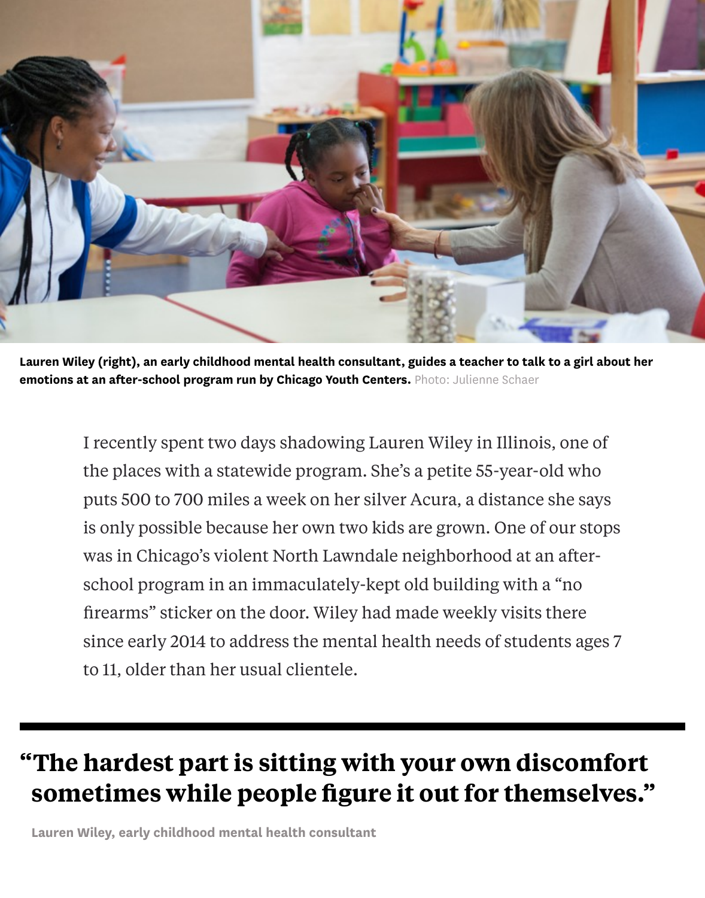**Lauren Wiley (right), an early childhood mental health consultant, guides a teacher to talk to a girl about her emotions at an after-school program run by Chicago Youth Centers.** Photo: Julienne Schaer

I recently spent two days shadowing Lauren Wiley in Illinois, one of the places with a statewide program. She's a petite 55-year-old who puts 500 to 700 miles a week on her silver Acura, a distance she says is only possible because her own two kids are grown. One of our stops was in Chicago's violent North Lawndale neighborhood at an after-school program in an immaculately-kept old building with a "no firearms" sticker on the door. Wiley had made weekly visits there since early 2014 to address the mental health needs of students ages 7 to 11, older than her usual clientele.

> **"The hardest part is sitting with your own discomfort sometimes while people figure it out for themselves."**
>
> **Lauren Wiley, early childhood mental health consultant**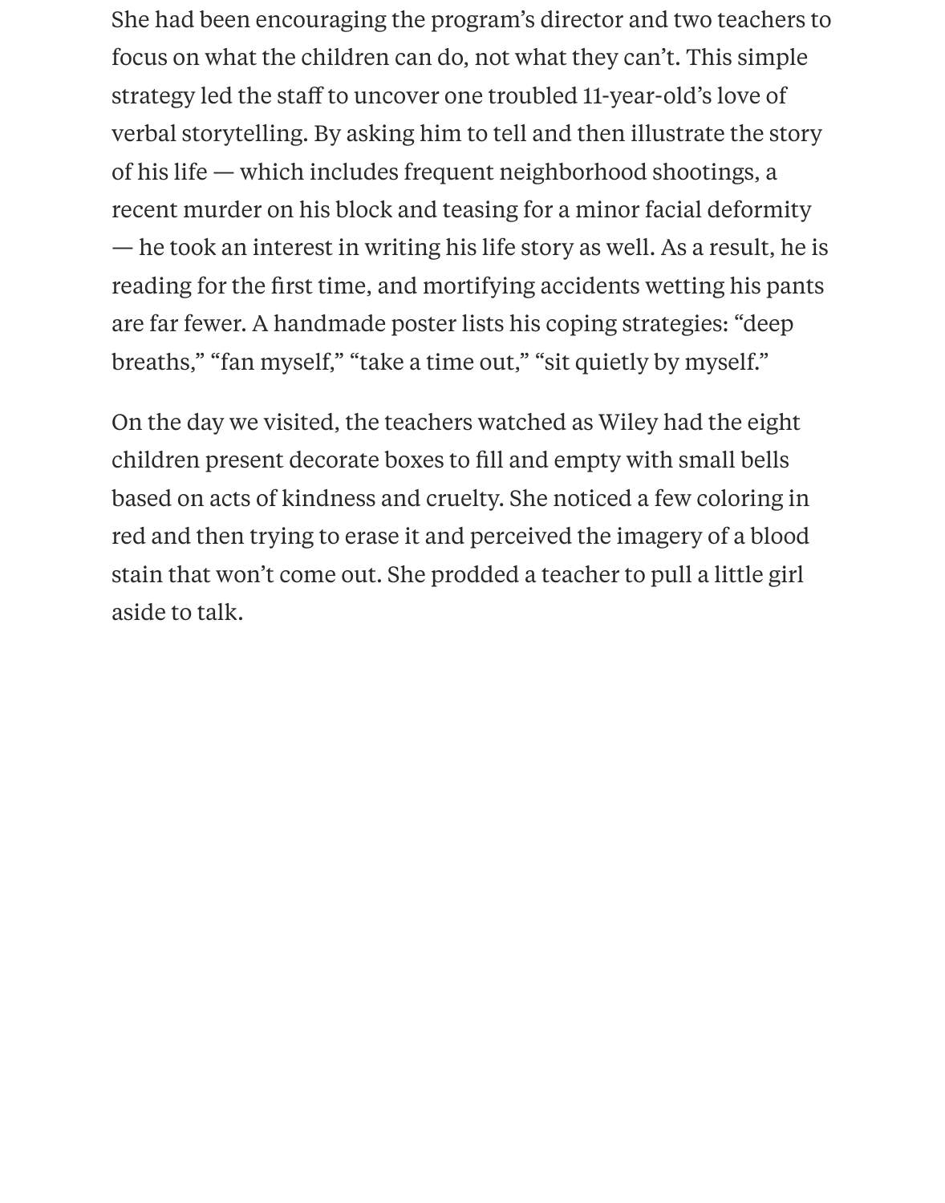She had been encouraging the program's director and two teachers to focus on what the children can do, not what they can't. This simple strategy led the staff to uncover one troubled 11-year-old's love of verbal storytelling. By asking him to tell and then illustrate the story of his life — which includes frequent neighborhood shootings, a recent murder on his block and teasing for a minor facial deformity — he took an interest in writing his life story as well. As a result, he is reading for the first time, and mortifying accidents wetting his pants are far fewer. A handmade poster lists his coping strategies: "deep breaths," "fan myself," "take a time out," "sit quietly by myself."

On the day we visited, the teachers watched as Wiley had the eight children present decorate boxes to fill and empty with small bells based on acts of kindness and cruelty. She noticed a few coloring in red and then trying to erase it and perceived the imagery of a blood stain that won't come out. She prodded a teacher to pull a little girl aside to talk.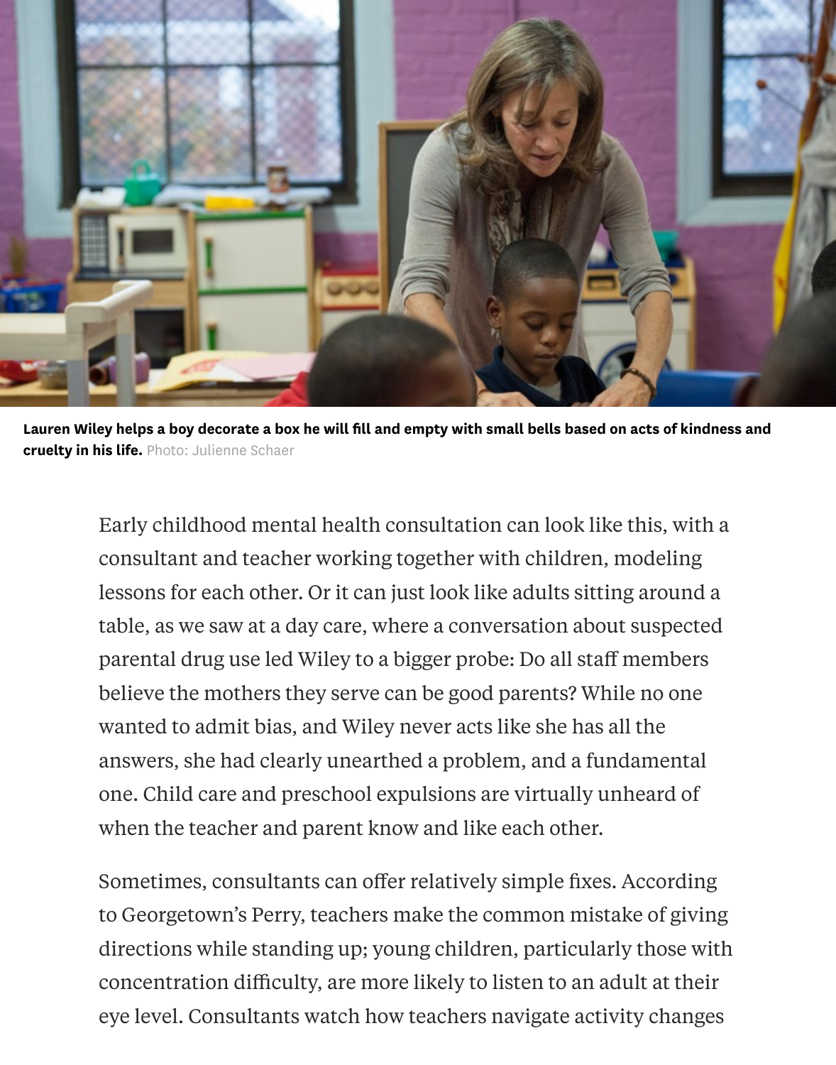**Lauren Wiley helps a boy decorate a box he will fill and empty with small bells based on acts of kindness and cruelty in his life.** Photo: Julienne Schaer

Early childhood mental health consultation can look like this, with a consultant and teacher working together with children, modeling lessons for each other. Or it can just look like adults sitting around a table, as we saw at a day care, where a conversation about suspected parental drug use led Wiley to a bigger probe: Do all staff members believe the mothers they serve can be good parents? While no one wanted to admit bias, and Wiley never acts like she has all the answers, she had clearly unearthed a problem, and a fundamental one. Child care and preschool expulsions are virtually unheard of when the teacher and parent know and like each other.

Sometimes, consultants can offer relatively simple fixes. According to Georgetown's Perry, teachers make the common mistake of giving directions while standing up; young children, particularly those with concentration difficulty, are more likely to listen to an adult at their eye level. Consultants watch how teachers navigate activity changes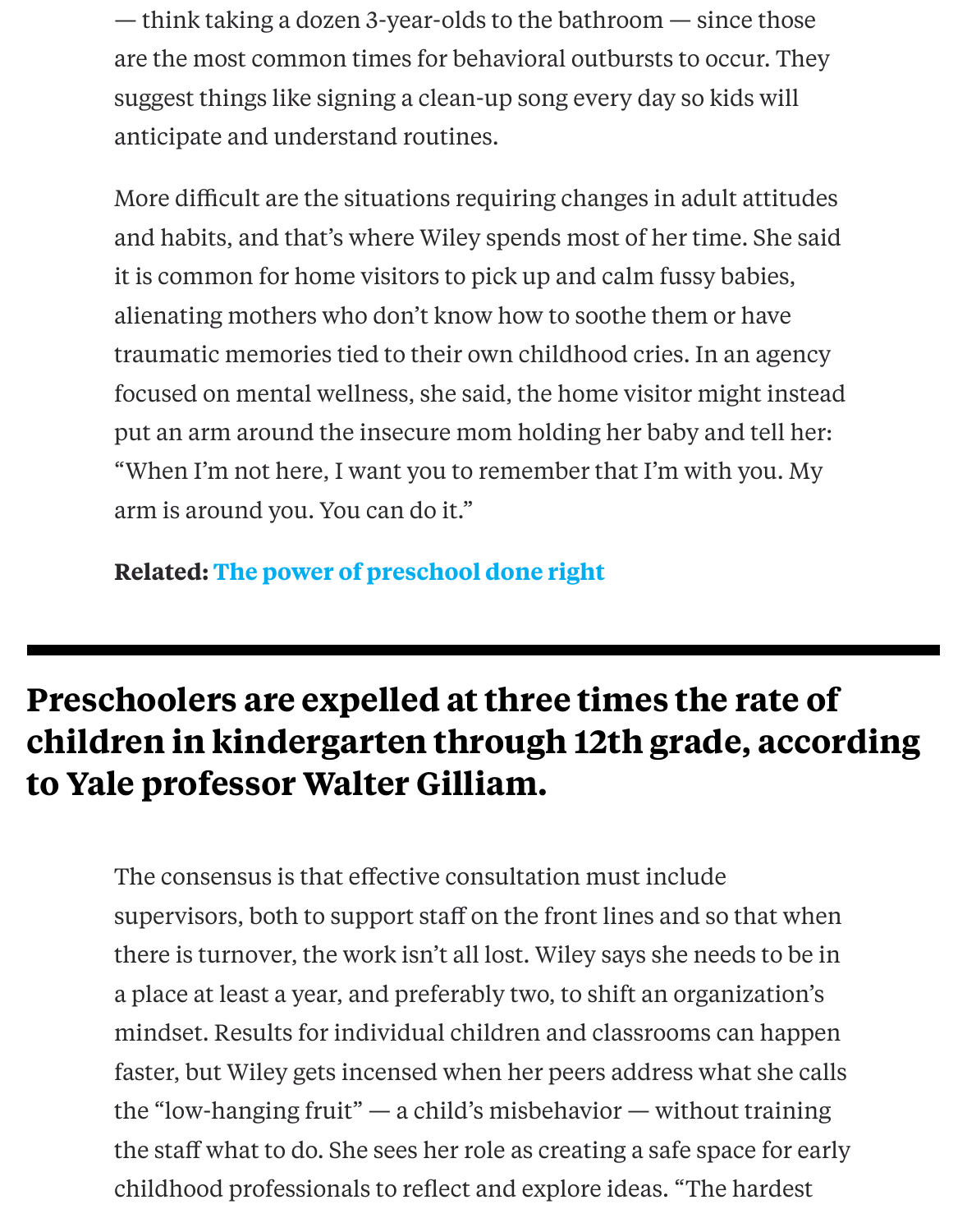— think taking a dozen 3-year-olds to the bathroom — since those are the most common times for behavioral outbursts to occur. They suggest things like signing a clean-up song every day so kids will anticipate and understand routines.

More difficult are the situations requiring changes in adult attitudes and habits, and that's where Wiley spends most of her time. She said it is common for home visitors to pick up and calm fussy babies, alienating mothers who don't know how to soothe them or have traumatic memories tied to their own childhood cries. In an agency focused on mental wellness, she said, the home visitor might instead put an arm around the insecure mom holding her baby and tell her: "When I'm not here, I want you to remember that I'm with you. My arm is around you. You can do it."

**Related: The power of preschool done right**

---

## Preschoolers are expelled at three times the rate of children in kindergarten through 12th grade, according to Yale professor Walter Gilliam.

The consensus is that effective consultation must include supervisors, both to support staff on the front lines and so that when there is turnover, the work isn't all lost. Wiley says she needs to be in a place at least a year, and preferably two, to shift an organization's mindset. Results for individual children and classrooms can happen faster, but Wiley gets incensed when her peers address what she calls the "low-hanging fruit" — a child's misbehavior — without training the staff what to do. She sees her role as creating a safe space for early childhood professionals to reflect and explore ideas. "The hardest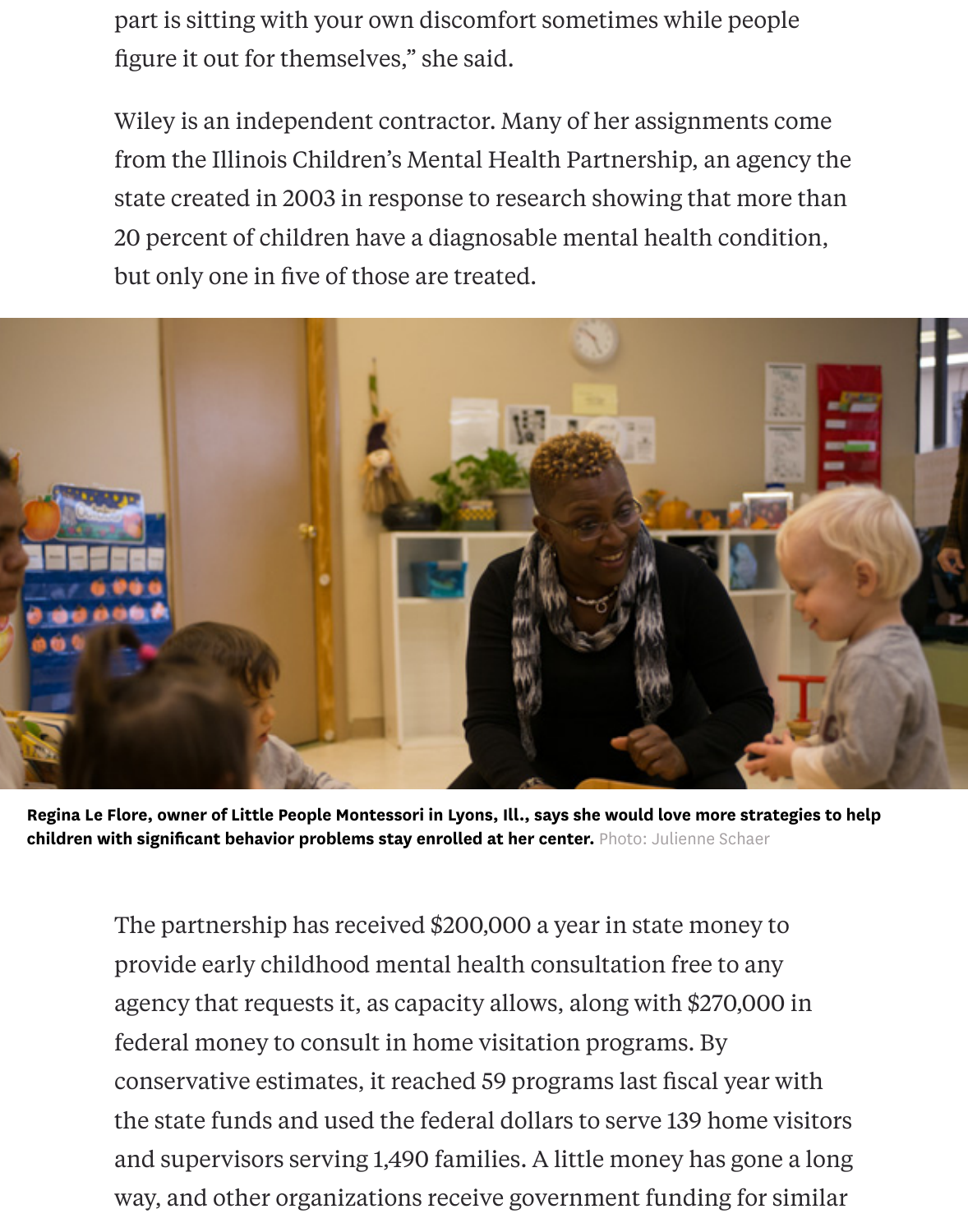part is sitting with your own discomfort sometimes while people figure it out for themselves," she said.

Wiley is an independent contractor. Many of her assignments come from the Illinois Children's Mental Health Partnership, an agency the state created in 2003 in response to research showing that more than 20 percent of children have a diagnosable mental health condition, but only one in five of those are treated.

**Regina Le Flore, owner of Little People Montessori in Lyons, Ill., says she would love more strategies to help children with significant behavior problems stay enrolled at her center.** Photo: Julienne Schaer

The partnership has received $200,000 a year in state money to provide early childhood mental health consultation free to any agency that requests it, as capacity allows, along with $270,000 in federal money to consult in home visitation programs. By conservative estimates, it reached 59 programs last fiscal year with the state funds and used the federal dollars to serve 139 home visitors and supervisors serving 1,490 families. A little money has gone a long way, and other organizations receive government funding for similar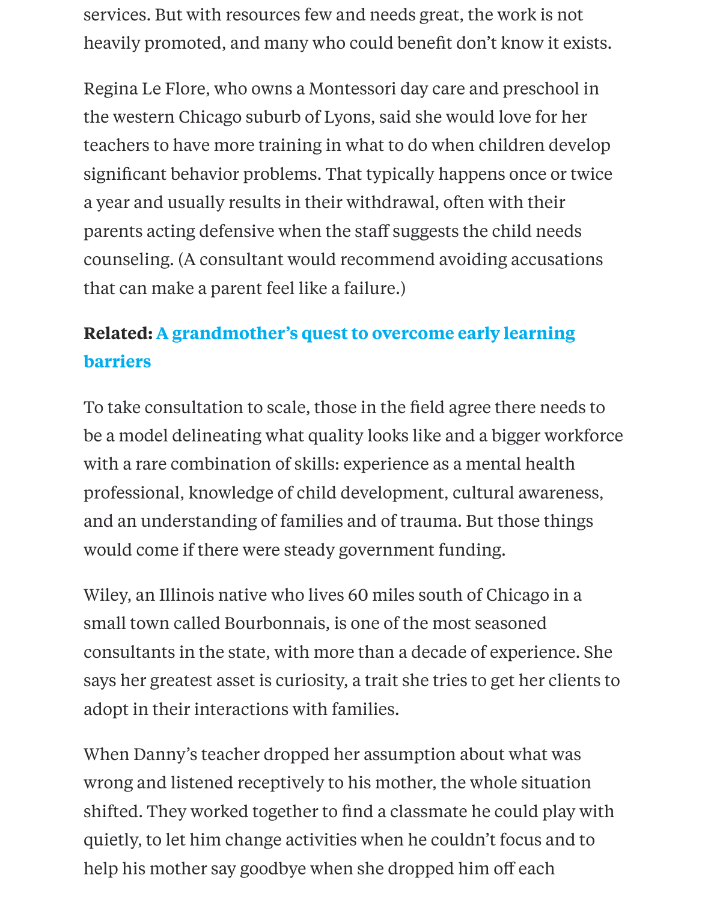services. But with resources few and needs great, the work is not heavily promoted, and many who could benefit don't know it exists.

Regina Le Flore, who owns a Montessori day care and preschool in the western Chicago suburb of Lyons, said she would love for her teachers to have more training in what to do when children develop significant behavior problems. That typically happens once or twice a year and usually results in their withdrawal, often with their parents acting defensive when the staff suggests the child needs counseling. (A consultant would recommend avoiding accusations that can make a parent feel like a failure.)

**Related: A grandmother's quest to overcome early learning barriers**

To take consultation to scale, those in the field agree there needs to be a model delineating what quality looks like and a bigger workforce with a rare combination of skills: experience as a mental health professional, knowledge of child development, cultural awareness, and an understanding of families and of trauma. But those things would come if there were steady government funding.

Wiley, an Illinois native who lives 60 miles south of Chicago in a small town called Bourbonnais, is one of the most seasoned consultants in the state, with more than a decade of experience. She says her greatest asset is curiosity, a trait she tries to get her clients to adopt in their interactions with families.

When Danny's teacher dropped her assumption about what was wrong and listened receptively to his mother, the whole situation shifted. They worked together to find a classmate he could play with quietly, to let him change activities when he couldn't focus and to help his mother say goodbye when she dropped him off each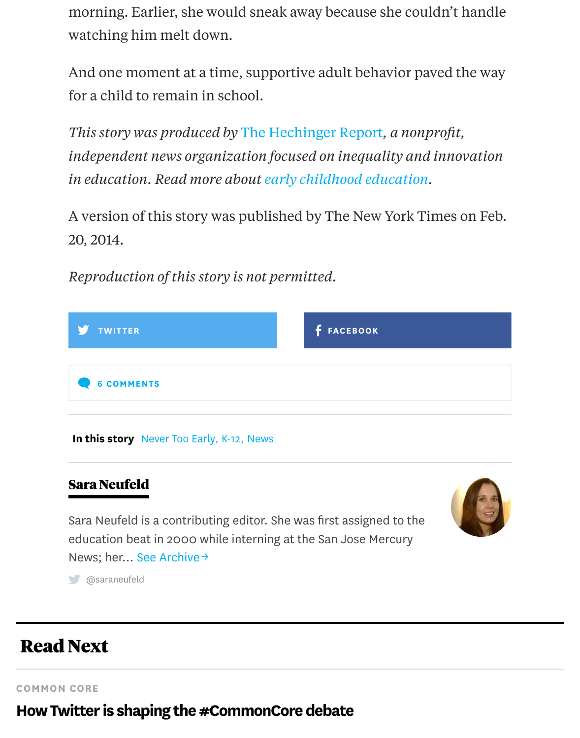morning. Earlier, she would sneak away because she couldn't handle watching him melt down.

And one moment at a time, supportive adult behavior paved the way for a child to remain in school.

*This story was produced by The Hechinger Report, a nonprofit, independent news organization focused on inequality and innovation in education. Read more about early childhood education.*

A version of this story was published by The New York Times on Feb. 20, 2014.

*Reproduction of this story is not permitted.*

TWITTER

FACEBOOK

6 COMMENTS

**In this story** Never Too Early, K-12, News

**Sara Neufeld**

Sara Neufeld is a contributing editor. She was first assigned to the education beat in 2000 while interning at the San Jose Mercury News; her... See Archive →

@saraneufeld

## Read Next

COMMON CORE

**How Twitter is shaping the #CommonCore debate**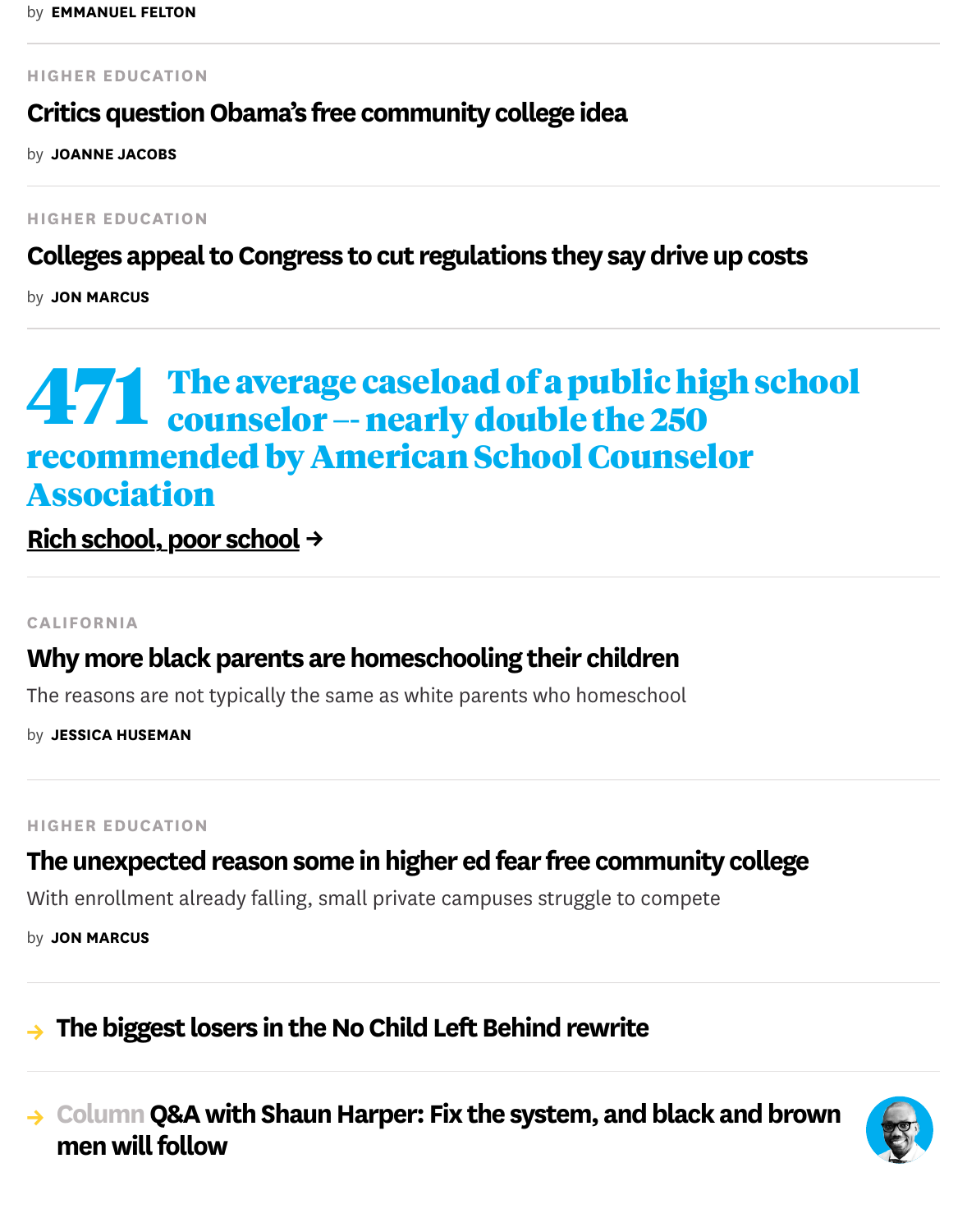by **EMMANUEL FELTON**

---

HIGHER EDUCATION

### Critics question Obama's free community college idea

by **JOANNE JACOBS**

---

HIGHER EDUCATION

### Colleges appeal to Congress to cut regulations they say drive up costs

by **JON MARCUS**

---

## 471 The average caseload of a public high school counselor -- nearly double the 250 recommended by American School Counselor Association

Rich school, poor school →

---

CALIFORNIA

### Why more black parents are homeschooling their children

The reasons are not typically the same as white parents who homeschool

by **JESSICA HUSEMAN**

---

HIGHER EDUCATION

### The unexpected reason some in higher ed fear free community college

With enrollment already falling, small private campuses struggle to compete

by **JON MARCUS**

---

→ **The biggest losers in the No Child Left Behind rewrite**

---

→ Column **Q&A with Shaun Harper: Fix the system, and black and brown men will follow**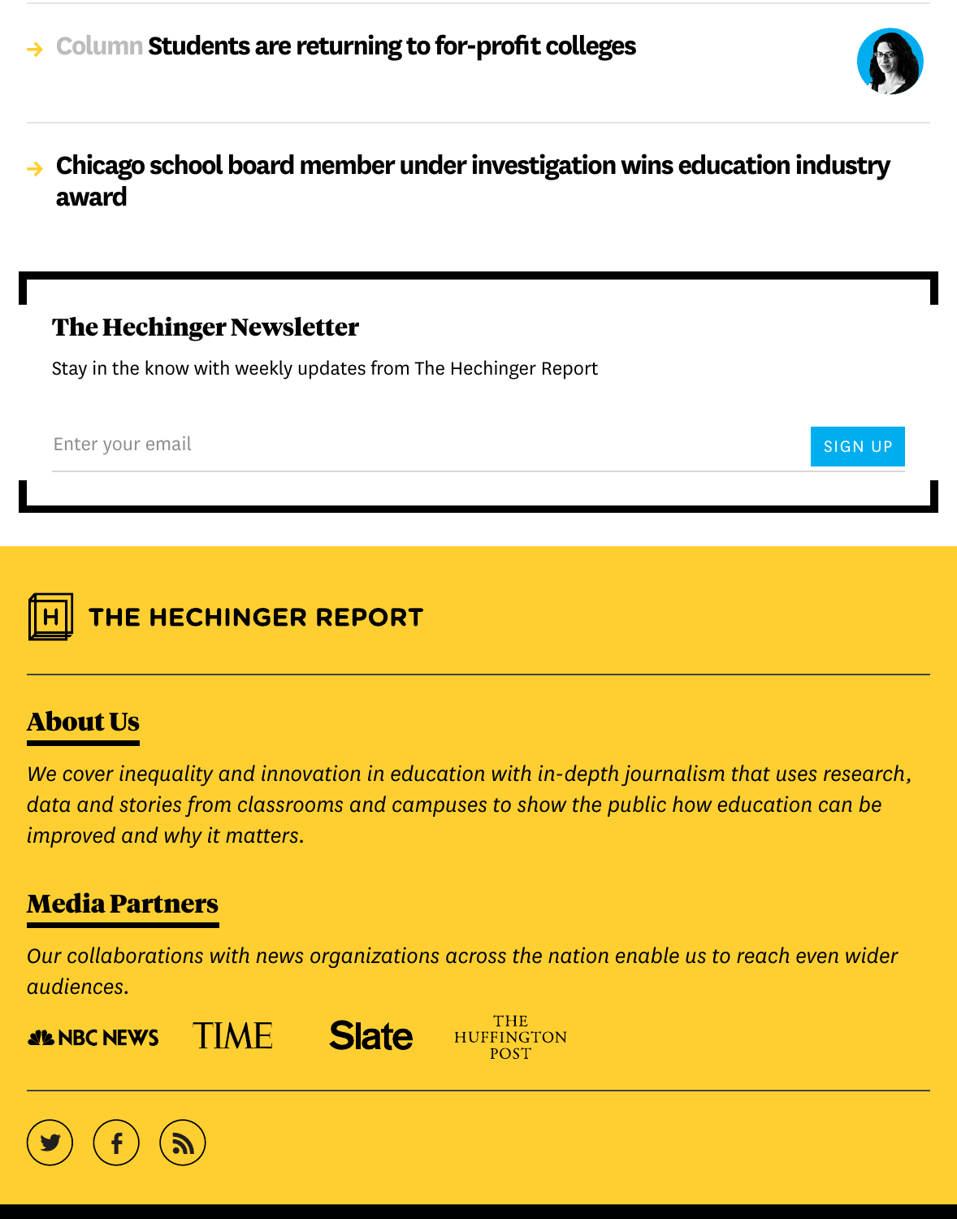→ Column **Students are returning to for-profit colleges**

→ **Chicago school board member under investigation wins education industry award**

## The Hechinger Newsletter

Stay in the know with weekly updates from The Hechinger Report

Enter your email

SIGN UP

THE HECHINGER REPORT

## About Us

*We cover inequality and innovation in education with in-depth journalism that uses research, data and stories from classrooms and campuses to show the public how education can be improved and why it matters.*

## Media Partners

*Our collaborations with news organizations across the nation enable us to reach even wider audiences.*

NBC NEWS TIME Slate THE HUFFINGTON POST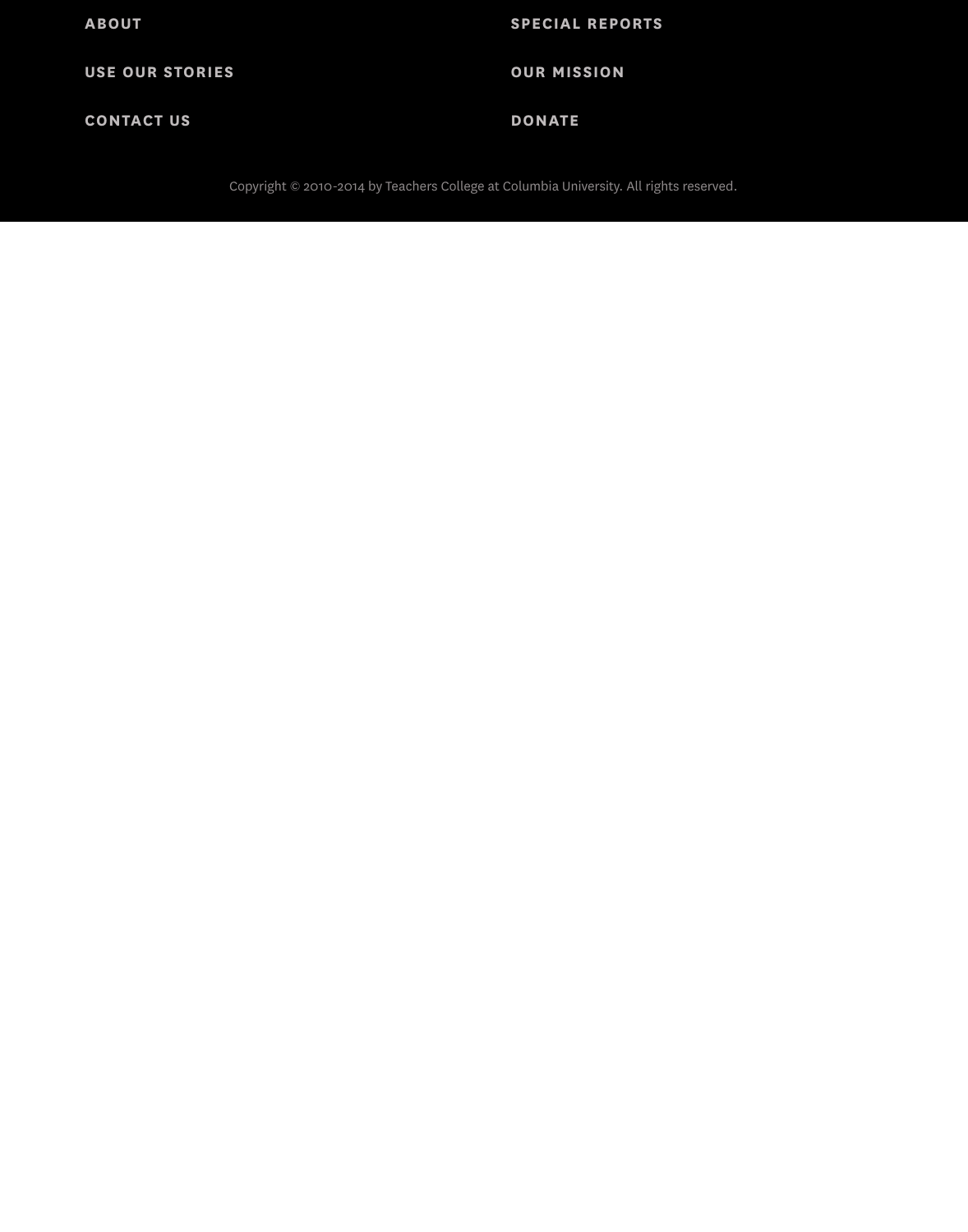ABOUT

USE OUR STORIES

CONTACT US

SPECIAL REPORTS

OUR MISSION

DONATE

Copyright © 2010-2014 by Teachers College at Columbia University. All rights reserved.